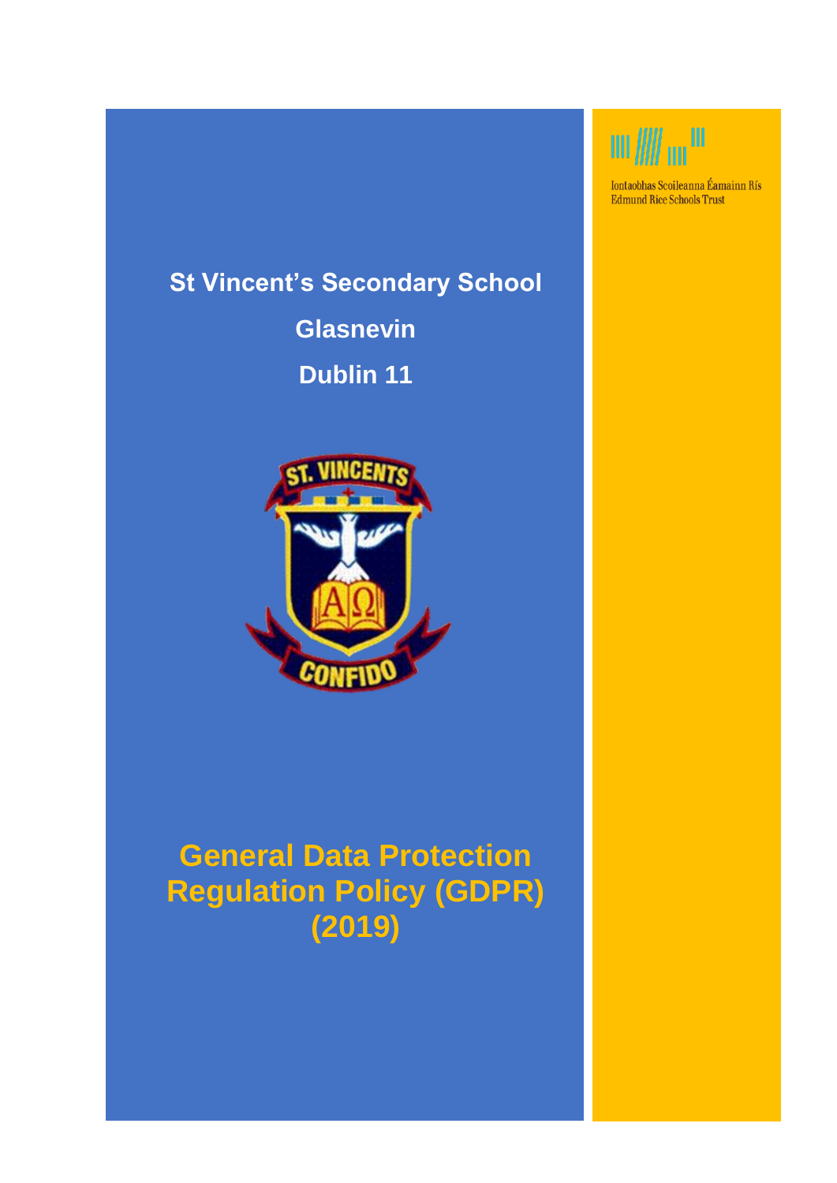Iontaobhas Scoileanna Éamainn Rís
Edmund Rice Schools Trust

# St Vincent's Secondary School

# Glasnevin

# Dublin 11

ST. VINCENTS

CONFIDO

# General Data Protection Regulation Policy (GDPR) (2019)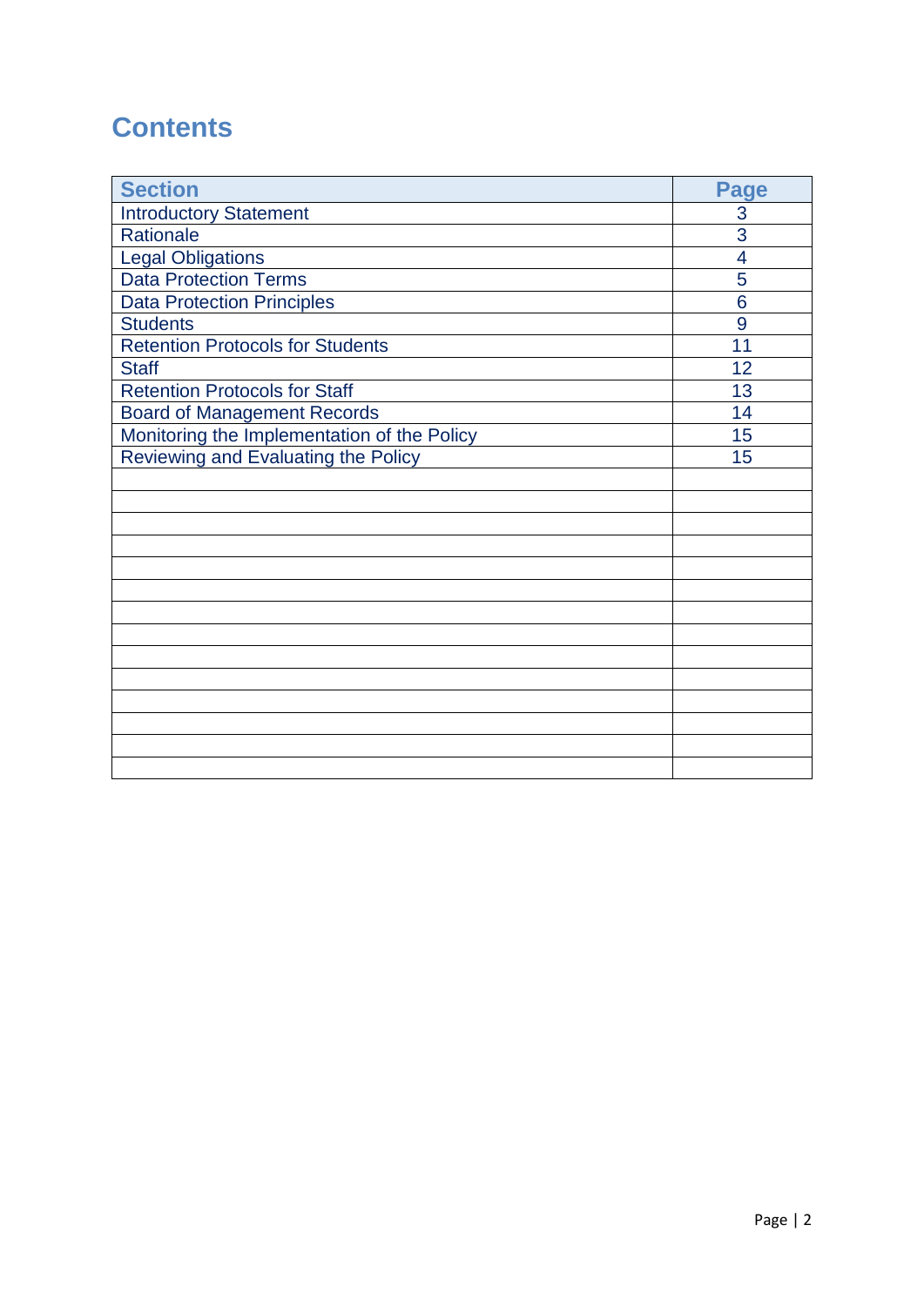# Contents

| Section | Page |
|---|---|
| Introductory Statement | 3 |
| Rationale | 3 |
| Legal Obligations | 4 |
| Data Protection Terms | 5 |
| Data Protection Principles | 6 |
| Students | 9 |
| Retention Protocols for Students | 11 |
| Staff | 12 |
| Retention Protocols for Staff | 13 |
| Board of Management Records | 14 |
| Monitoring the Implementation of the Policy | 15 |
| Reviewing and Evaluating the Policy | 15 |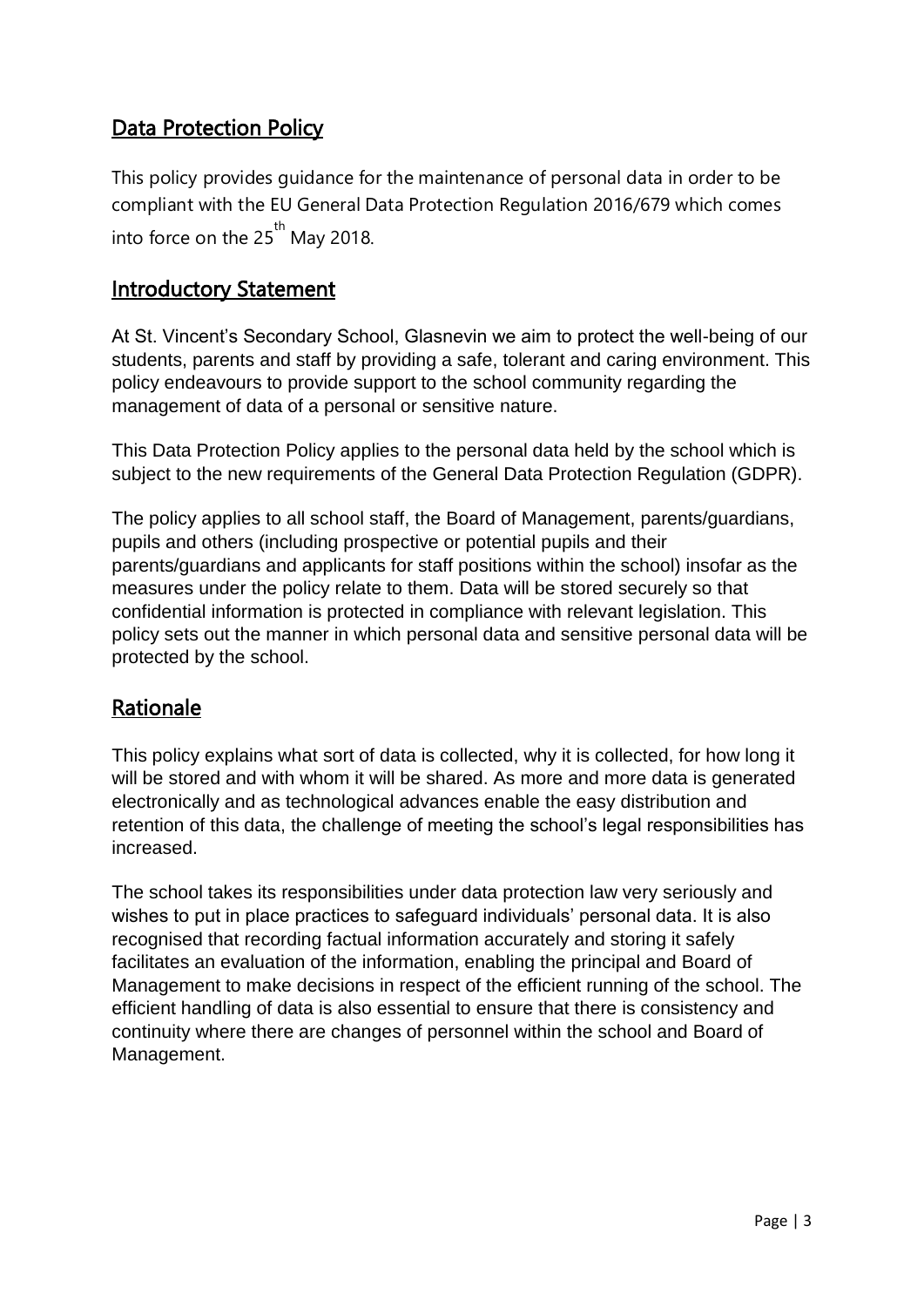## Data Protection Policy

This policy provides guidance for the maintenance of personal data in order to be compliant with the EU General Data Protection Regulation 2016/679 which comes into force on the 25th May 2018.

## Introductory Statement

At St. Vincent's Secondary School, Glasnevin we aim to protect the well-being of our students, parents and staff by providing a safe, tolerant and caring environment. This policy endeavours to provide support to the school community regarding the management of data of a personal or sensitive nature.

This Data Protection Policy applies to the personal data held by the school which is subject to the new requirements of the General Data Protection Regulation (GDPR).

The policy applies to all school staff, the Board of Management, parents/guardians, pupils and others (including prospective or potential pupils and their parents/guardians and applicants for staff positions within the school) insofar as the measures under the policy relate to them. Data will be stored securely so that confidential information is protected in compliance with relevant legislation. This policy sets out the manner in which personal data and sensitive personal data will be protected by the school.

## Rationale

This policy explains what sort of data is collected, why it is collected, for how long it will be stored and with whom it will be shared. As more and more data is generated electronically and as technological advances enable the easy distribution and retention of this data, the challenge of meeting the school's legal responsibilities has increased.

The school takes its responsibilities under data protection law very seriously and wishes to put in place practices to safeguard individuals' personal data. It is also recognised that recording factual information accurately and storing it safely facilitates an evaluation of the information, enabling the principal and Board of Management to make decisions in respect of the efficient running of the school. The efficient handling of data is also essential to ensure that there is consistency and continuity where there are changes of personnel within the school and Board of Management.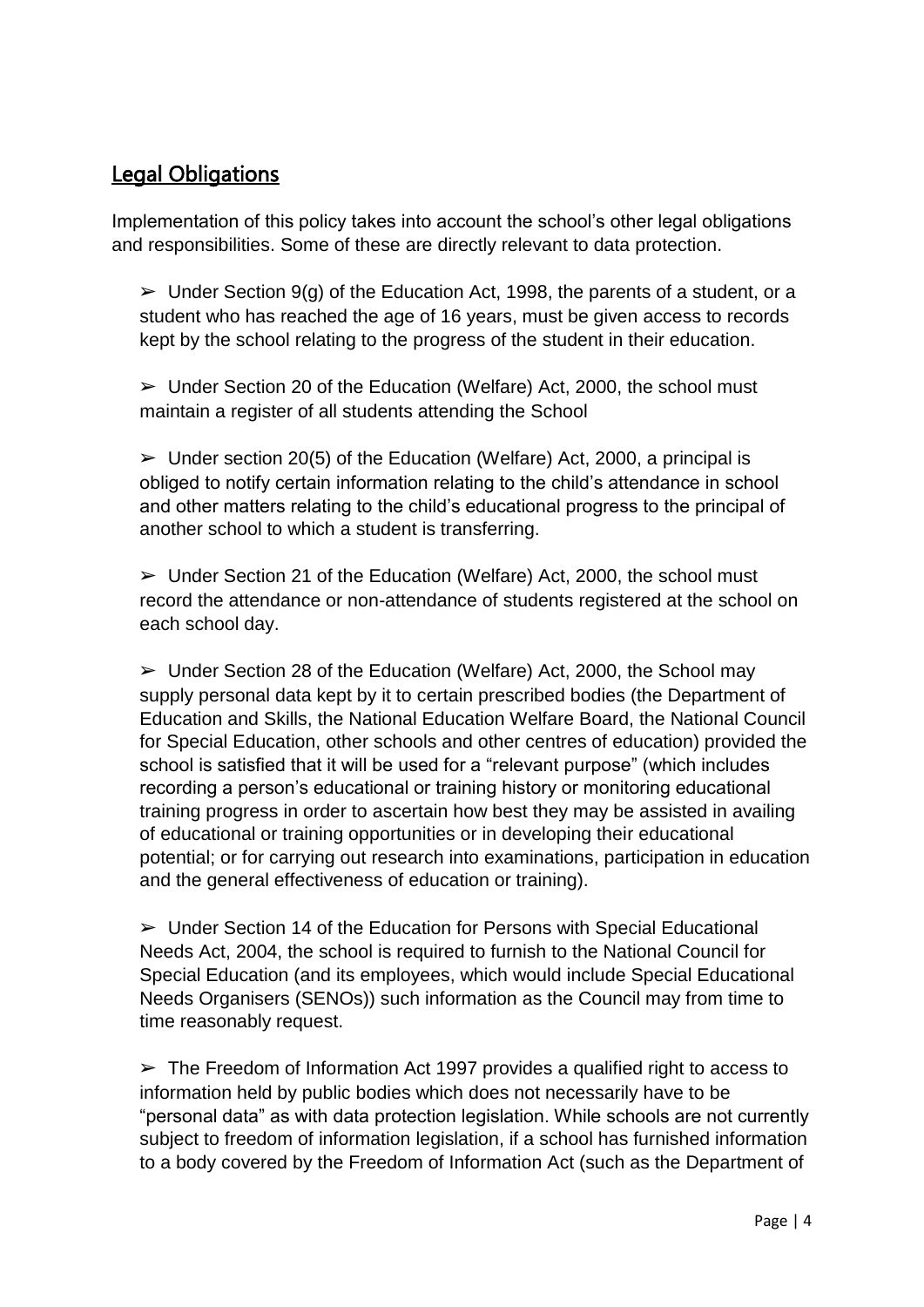## Legal Obligations

Implementation of this policy takes into account the school's other legal obligations and responsibilities. Some of these are directly relevant to data protection.

➢ Under Section 9(g) of the Education Act, 1998, the parents of a student, or a student who has reached the age of 16 years, must be given access to records kept by the school relating to the progress of the student in their education.

➢ Under Section 20 of the Education (Welfare) Act, 2000, the school must maintain a register of all students attending the School

➢ Under section 20(5) of the Education (Welfare) Act, 2000, a principal is obliged to notify certain information relating to the child's attendance in school and other matters relating to the child's educational progress to the principal of another school to which a student is transferring.

➢ Under Section 21 of the Education (Welfare) Act, 2000, the school must record the attendance or non-attendance of students registered at the school on each school day.

➢ Under Section 28 of the Education (Welfare) Act, 2000, the School may supply personal data kept by it to certain prescribed bodies (the Department of Education and Skills, the National Education Welfare Board, the National Council for Special Education, other schools and other centres of education) provided the school is satisfied that it will be used for a "relevant purpose" (which includes recording a person's educational or training history or monitoring educational training progress in order to ascertain how best they may be assisted in availing of educational or training opportunities or in developing their educational potential; or for carrying out research into examinations, participation in education and the general effectiveness of education or training).

➢ Under Section 14 of the Education for Persons with Special Educational Needs Act, 2004, the school is required to furnish to the National Council for Special Education (and its employees, which would include Special Educational Needs Organisers (SENOs)) such information as the Council may from time to time reasonably request.

➢ The Freedom of Information Act 1997 provides a qualified right to access to information held by public bodies which does not necessarily have to be "personal data" as with data protection legislation. While schools are not currently subject to freedom of information legislation, if a school has furnished information to a body covered by the Freedom of Information Act (such as the Department of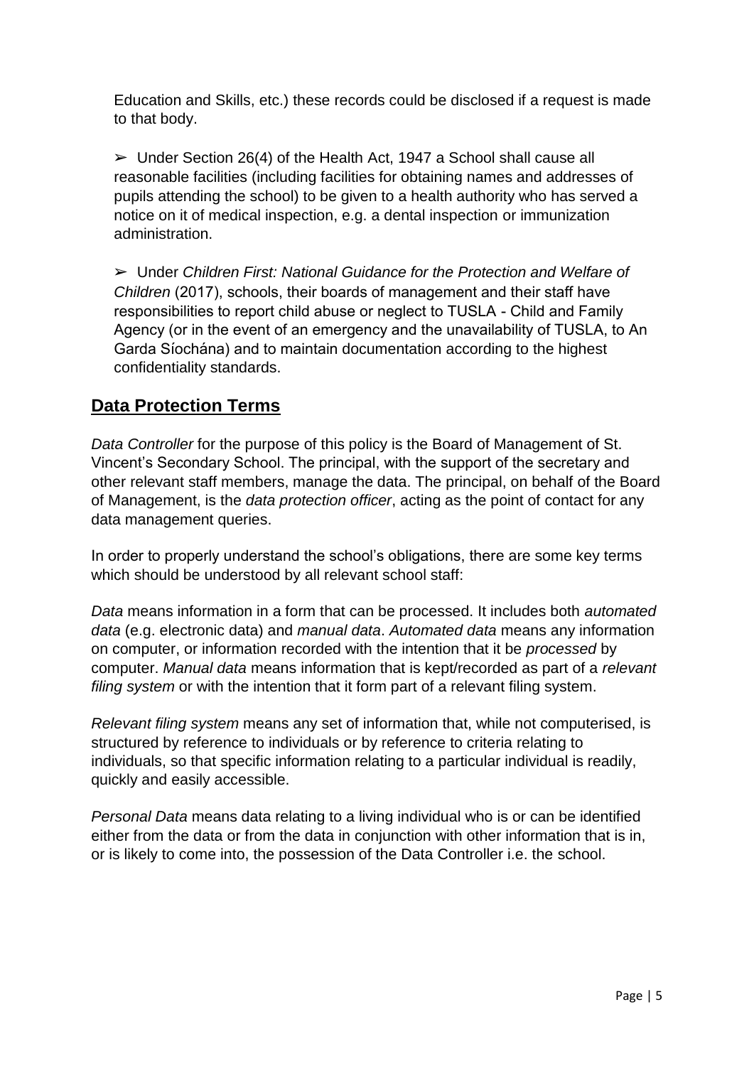Education and Skills, etc.) these records could be disclosed if a request is made to that body.

➢ Under Section 26(4) of the Health Act, 1947 a School shall cause all reasonable facilities (including facilities for obtaining names and addresses of pupils attending the school) to be given to a health authority who has served a notice on it of medical inspection, e.g. a dental inspection or immunization administration.

➢ Under *Children First: National Guidance for the Protection and Welfare of Children* (2017), schools, their boards of management and their staff have responsibilities to report child abuse or neglect to TUSLA - Child and Family Agency (or in the event of an emergency and the unavailability of TUSLA, to An Garda Síochána) and to maintain documentation according to the highest confidentiality standards.

## Data Protection Terms

*Data Controller* for the purpose of this policy is the Board of Management of St. Vincent's Secondary School. The principal, with the support of the secretary and other relevant staff members, manage the data. The principal, on behalf of the Board of Management, is the *data protection officer*, acting as the point of contact for any data management queries.

In order to properly understand the school's obligations, there are some key terms which should be understood by all relevant school staff:

*Data* means information in a form that can be processed. It includes both *automated data* (e.g. electronic data) and *manual data*. *Automated data* means any information on computer, or information recorded with the intention that it be *processed* by computer. *Manual data* means information that is kept/recorded as part of a *relevant filing system* or with the intention that it form part of a relevant filing system.

*Relevant filing system* means any set of information that, while not computerised, is structured by reference to individuals or by reference to criteria relating to individuals, so that specific information relating to a particular individual is readily, quickly and easily accessible.

*Personal Data* means data relating to a living individual who is or can be identified either from the data or from the data in conjunction with other information that is in, or is likely to come into, the possession of the Data Controller i.e. the school.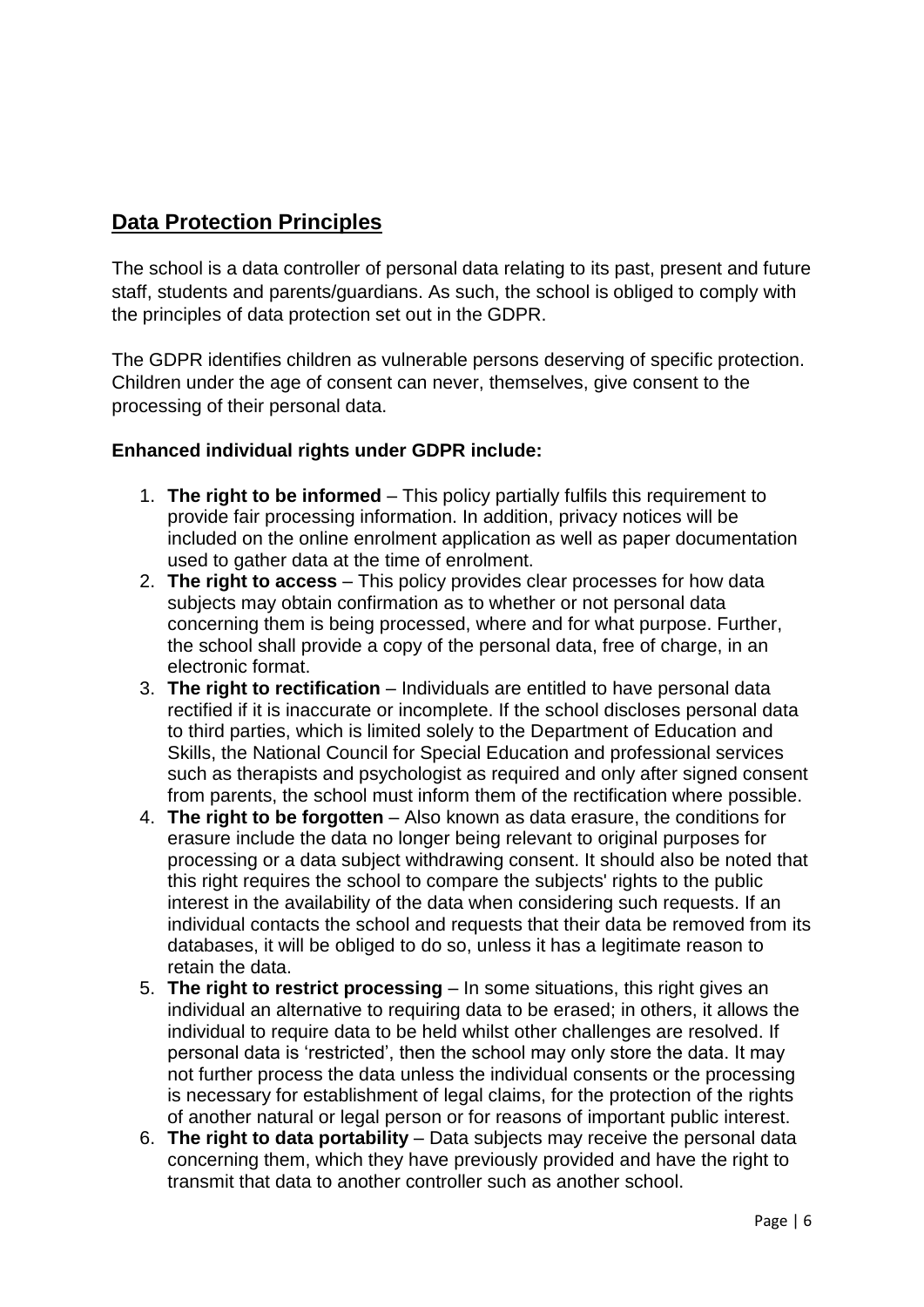## Data Protection Principles

The school is a data controller of personal data relating to its past, present and future staff, students and parents/guardians. As such, the school is obliged to comply with the principles of data protection set out in the GDPR.

The GDPR identifies children as vulnerable persons deserving of specific protection. Children under the age of consent can never, themselves, give consent to the processing of their personal data.

**Enhanced individual rights under GDPR include:**

1. **The right to be informed** – This policy partially fulfils this requirement to provide fair processing information. In addition, privacy notices will be included on the online enrolment application as well as paper documentation used to gather data at the time of enrolment.
2. **The right to access** – This policy provides clear processes for how data subjects may obtain confirmation as to whether or not personal data concerning them is being processed, where and for what purpose. Further, the school shall provide a copy of the personal data, free of charge, in an electronic format.
3. **The right to rectification** – Individuals are entitled to have personal data rectified if it is inaccurate or incomplete. If the school discloses personal data to third parties, which is limited solely to the Department of Education and Skills, the National Council for Special Education and professional services such as therapists and psychologist as required and only after signed consent from parents, the school must inform them of the rectification where possible.
4. **The right to be forgotten** – Also known as data erasure, the conditions for erasure include the data no longer being relevant to original purposes for processing or a data subject withdrawing consent. It should also be noted that this right requires the school to compare the subjects' rights to the public interest in the availability of the data when considering such requests. If an individual contacts the school and requests that their data be removed from its databases, it will be obliged to do so, unless it has a legitimate reason to retain the data.
5. **The right to restrict processing** – In some situations, this right gives an individual an alternative to requiring data to be erased; in others, it allows the individual to require data to be held whilst other challenges are resolved. If personal data is 'restricted', then the school may only store the data. It may not further process the data unless the individual consents or the processing is necessary for establishment of legal claims, for the protection of the rights of another natural or legal person or for reasons of important public interest.
6. **The right to data portability** – Data subjects may receive the personal data concerning them, which they have previously provided and have the right to transmit that data to another controller such as another school.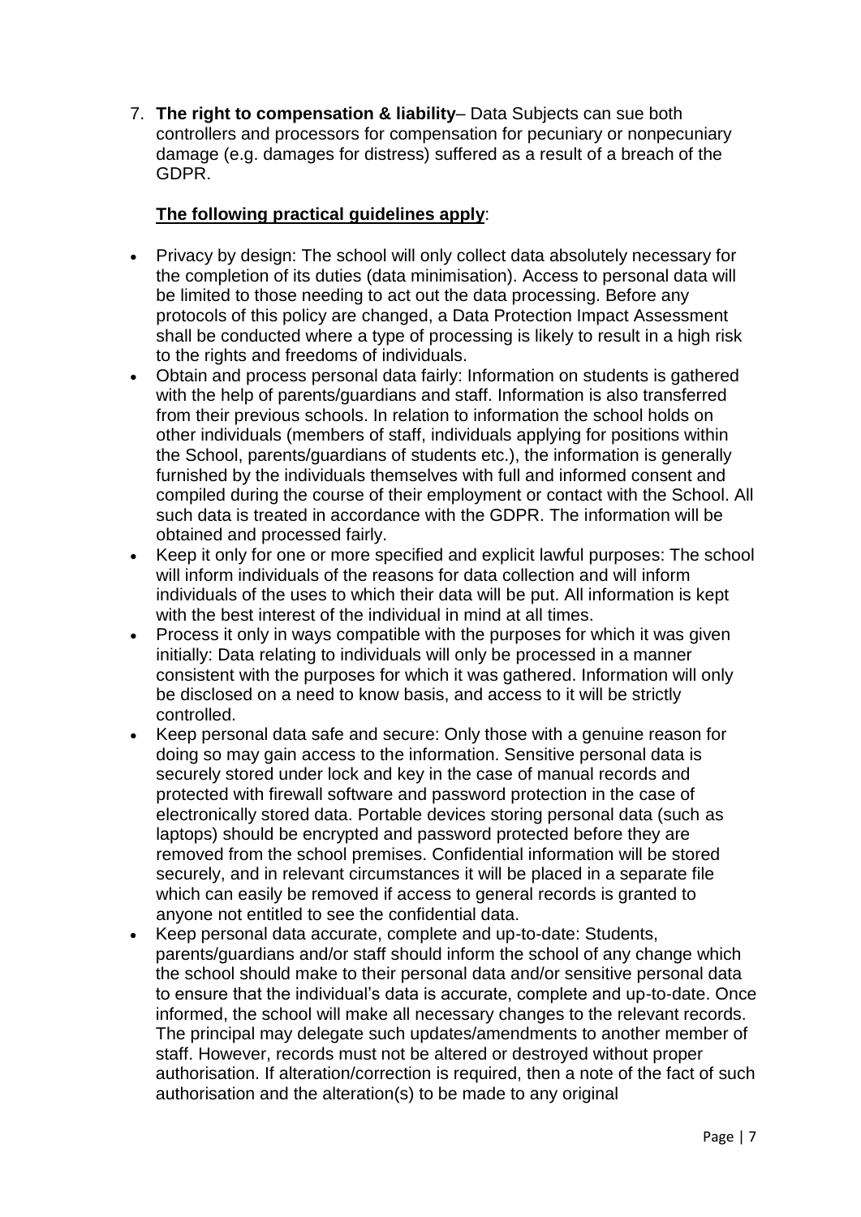7. **The right to compensation & liability**– Data Subjects can sue both controllers and processors for compensation for pecuniary or nonpecuniary damage (e.g. damages for distress) suffered as a result of a breach of the GDPR.

**<u>The following practical guidelines apply</u>**:

- Privacy by design: The school will only collect data absolutely necessary for the completion of its duties (data minimisation). Access to personal data will be limited to those needing to act out the data processing. Before any protocols of this policy are changed, a Data Protection Impact Assessment shall be conducted where a type of processing is likely to result in a high risk to the rights and freedoms of individuals.
- Obtain and process personal data fairly: Information on students is gathered with the help of parents/guardians and staff. Information is also transferred from their previous schools. In relation to information the school holds on other individuals (members of staff, individuals applying for positions within the School, parents/guardians of students etc.), the information is generally furnished by the individuals themselves with full and informed consent and compiled during the course of their employment or contact with the School. All such data is treated in accordance with the GDPR. The information will be obtained and processed fairly.
- Keep it only for one or more specified and explicit lawful purposes: The school will inform individuals of the reasons for data collection and will inform individuals of the uses to which their data will be put. All information is kept with the best interest of the individual in mind at all times.
- Process it only in ways compatible with the purposes for which it was given initially: Data relating to individuals will only be processed in a manner consistent with the purposes for which it was gathered. Information will only be disclosed on a need to know basis, and access to it will be strictly controlled.
- Keep personal data safe and secure: Only those with a genuine reason for doing so may gain access to the information. Sensitive personal data is securely stored under lock and key in the case of manual records and protected with firewall software and password protection in the case of electronically stored data. Portable devices storing personal data (such as laptops) should be encrypted and password protected before they are removed from the school premises. Confidential information will be stored securely, and in relevant circumstances it will be placed in a separate file which can easily be removed if access to general records is granted to anyone not entitled to see the confidential data.
- Keep personal data accurate, complete and up-to-date: Students, parents/guardians and/or staff should inform the school of any change which the school should make to their personal data and/or sensitive personal data to ensure that the individual's data is accurate, complete and up-to-date. Once informed, the school will make all necessary changes to the relevant records. The principal may delegate such updates/amendments to another member of staff. However, records must not be altered or destroyed without proper authorisation. If alteration/correction is required, then a note of the fact of such authorisation and the alteration(s) to be made to any original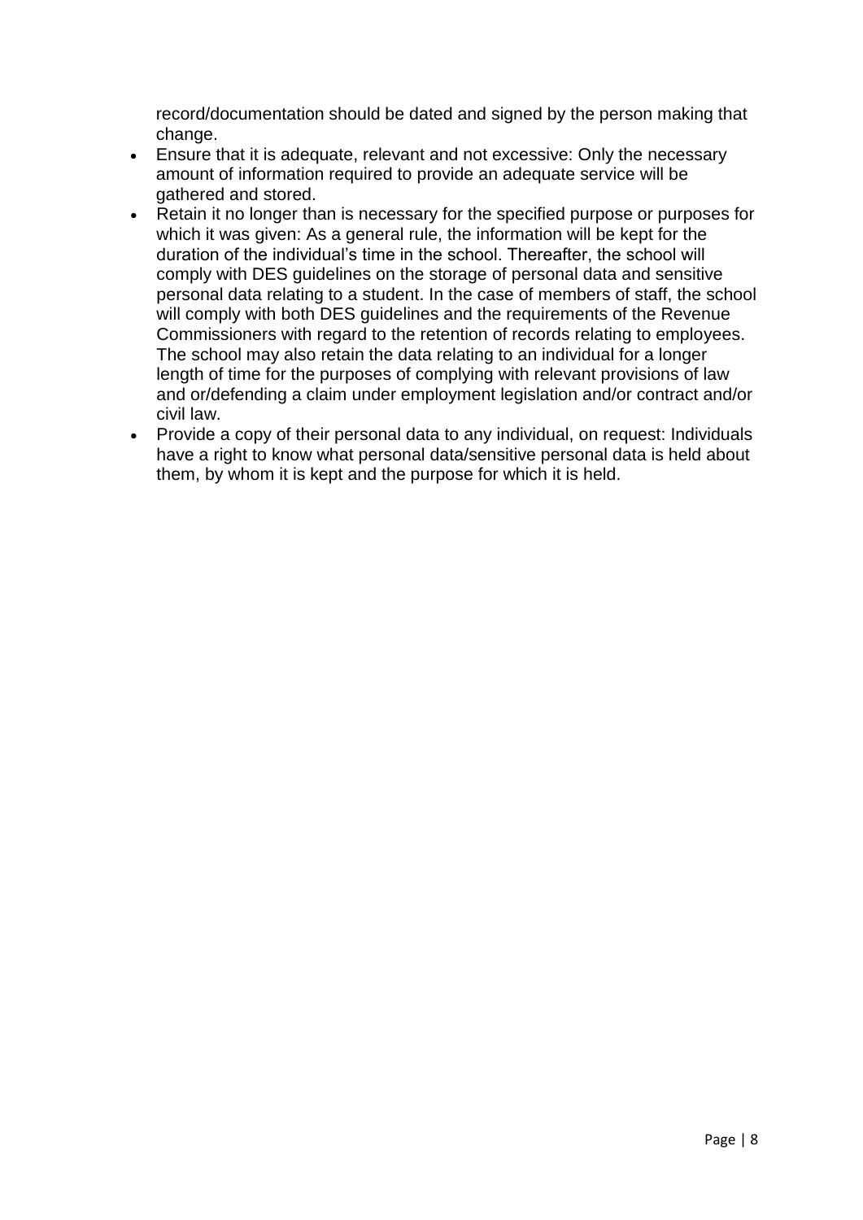record/documentation should be dated and signed by the person making that change.

- Ensure that it is adequate, relevant and not excessive: Only the necessary amount of information required to provide an adequate service will be gathered and stored.
- Retain it no longer than is necessary for the specified purpose or purposes for which it was given: As a general rule, the information will be kept for the duration of the individual's time in the school. Thereafter, the school will comply with DES guidelines on the storage of personal data and sensitive personal data relating to a student. In the case of members of staff, the school will comply with both DES guidelines and the requirements of the Revenue Commissioners with regard to the retention of records relating to employees. The school may also retain the data relating to an individual for a longer length of time for the purposes of complying with relevant provisions of law and or/defending a claim under employment legislation and/or contract and/or civil law.
- Provide a copy of their personal data to any individual, on request: Individuals have a right to know what personal data/sensitive personal data is held about them, by whom it is kept and the purpose for which it is held.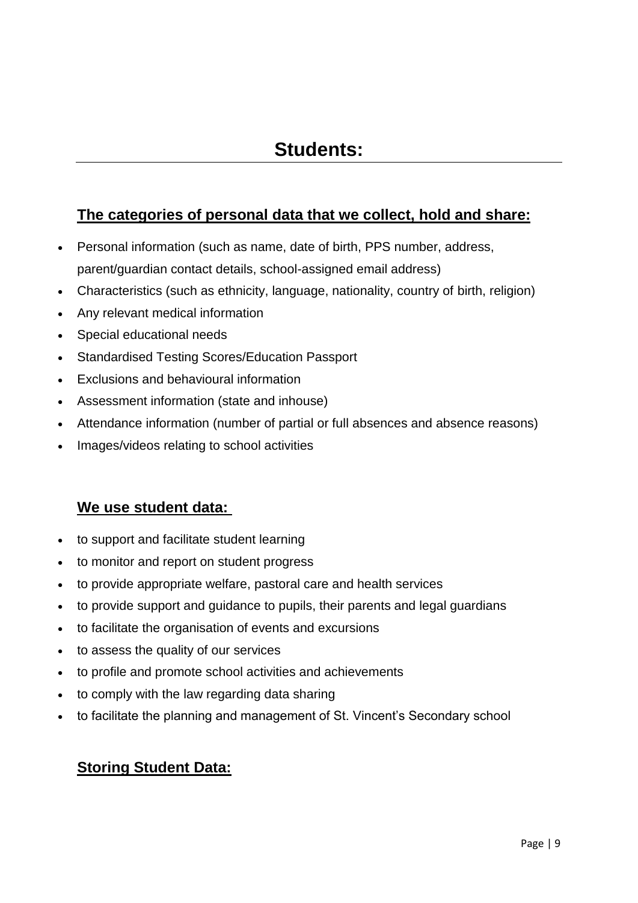# Students:

## The categories of personal data that we collect, hold and share:

- Personal information (such as name, date of birth, PPS number, address, parent/guardian contact details, school-assigned email address)
- Characteristics (such as ethnicity, language, nationality, country of birth, religion)
- Any relevant medical information
- Special educational needs
- Standardised Testing Scores/Education Passport
- Exclusions and behavioural information
- Assessment information (state and inhouse)
- Attendance information (number of partial or full absences and absence reasons)
- Images/videos relating to school activities

## We use student data:

- to support and facilitate student learning
- to monitor and report on student progress
- to provide appropriate welfare, pastoral care and health services
- to provide support and guidance to pupils, their parents and legal guardians
- to facilitate the organisation of events and excursions
- to assess the quality of our services
- to profile and promote school activities and achievements
- to comply with the law regarding data sharing
- to facilitate the planning and management of St. Vincent's Secondary school

## Storing Student Data: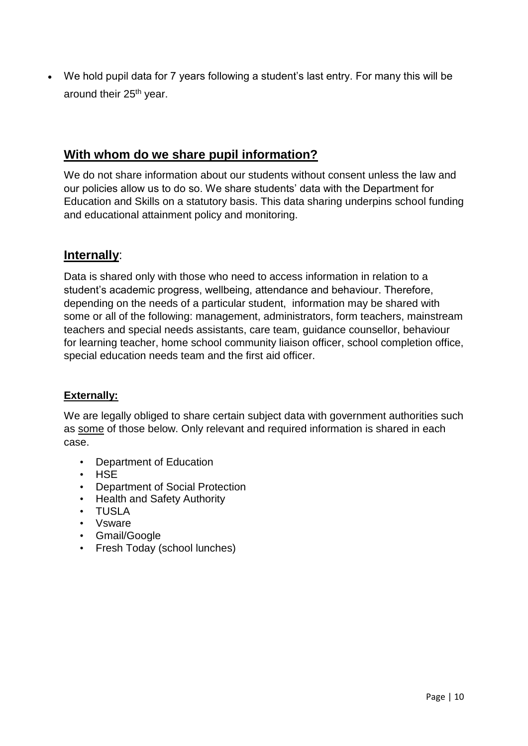- We hold pupil data for 7 years following a student's last entry. For many this will be around their 25th year.

## With whom do we share pupil information?

We do not share information about our students without consent unless the law and our policies allow us to do so. We share students' data with the Department for Education and Skills on a statutory basis. This data sharing underpins school funding and educational attainment policy and monitoring.

## Internally:

Data is shared only with those who need to access information in relation to a student's academic progress, wellbeing, attendance and behaviour. Therefore, depending on the needs of a particular student, information may be shared with some or all of the following: management, administrators, form teachers, mainstream teachers and special needs assistants, care team, guidance counsellor, behaviour for learning teacher, home school community liaison officer, school completion office, special education needs team and the first aid officer.

### Externally:

We are legally obliged to share certain subject data with government authorities such as some of those below. Only relevant and required information is shared in each case.

- Department of Education
- HSE
- Department of Social Protection
- Health and Safety Authority
- TUSLA
- Vsware
- Gmail/Google
- Fresh Today (school lunches)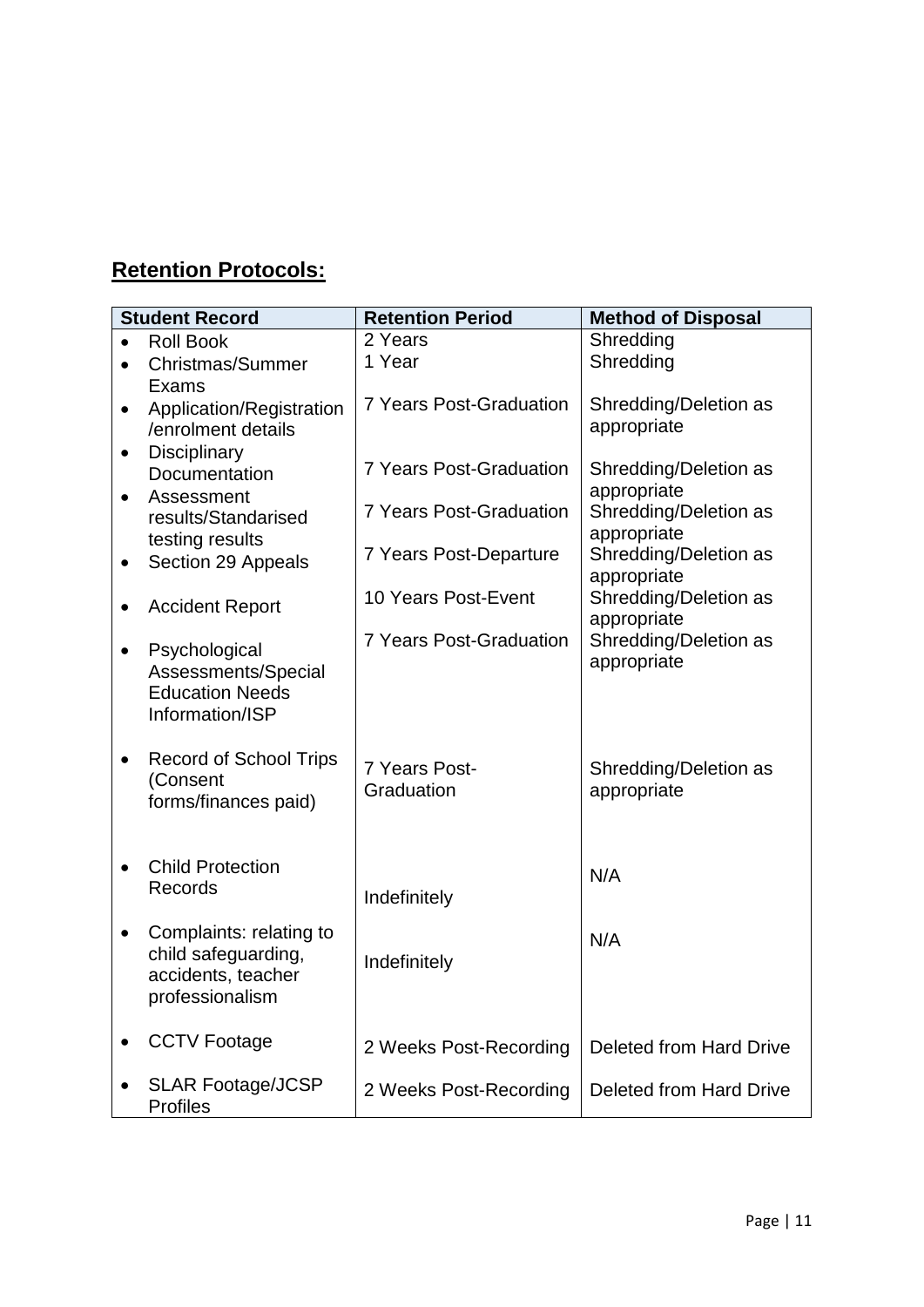## Retention Protocols:

| Student Record | Retention Period | Method of Disposal |
|---|---|---|
| Roll Book | 2 Years | Shredding |
| Christmas/Summer Exams | 1 Year | Shredding |
| Application/Registration /enrolment details | 7 Years Post-Graduation | Shredding/Deletion as appropriate |
| Disciplinary Documentation | 7 Years Post-Graduation | Shredding/Deletion as appropriate |
| Assessment results/Standarised testing results | 7 Years Post-Graduation | Shredding/Deletion as appropriate |
| Section 29 Appeals | 7 Years Post-Departure | Shredding/Deletion as appropriate |
| Accident Report | 10 Years Post-Event | Shredding/Deletion as appropriate |
| Psychological Assessments/Special Education Needs Information/ISP | 7 Years Post-Graduation | Shredding/Deletion as appropriate |
| Record of School Trips (Consent forms/finances paid) | 7 Years Post-Graduation | Shredding/Deletion as appropriate |
| Child Protection Records | Indefinitely | N/A |
| Complaints: relating to child safeguarding, accidents, teacher professionalism | Indefinitely | N/A |
| CCTV Footage | 2 Weeks Post-Recording | Deleted from Hard Drive |
| SLAR Footage/JCSP Profiles | 2 Weeks Post-Recording | Deleted from Hard Drive |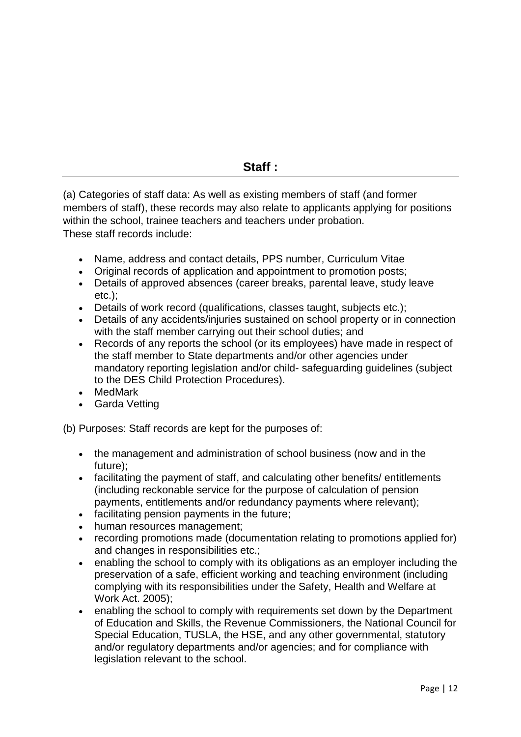## Staff :

(a) Categories of staff data: As well as existing members of staff (and former members of staff), these records may also relate to applicants applying for positions within the school, trainee teachers and teachers under probation.
These staff records include:

- Name, address and contact details, PPS number, Curriculum Vitae
- Original records of application and appointment to promotion posts;
- Details of approved absences (career breaks, parental leave, study leave etc.);
- Details of work record (qualifications, classes taught, subjects etc.);
- Details of any accidents/injuries sustained on school property or in connection with the staff member carrying out their school duties; and
- Records of any reports the school (or its employees) have made in respect of the staff member to State departments and/or other agencies under mandatory reporting legislation and/or child- safeguarding guidelines (subject to the DES Child Protection Procedures).
- MedMark
- Garda Vetting

(b) Purposes: Staff records are kept for the purposes of:

- the management and administration of school business (now and in the future);
- facilitating the payment of staff, and calculating other benefits/ entitlements (including reckonable service for the purpose of calculation of pension payments, entitlements and/or redundancy payments where relevant);
- facilitating pension payments in the future;
- human resources management;
- recording promotions made (documentation relating to promotions applied for) and changes in responsibilities etc.;
- enabling the school to comply with its obligations as an employer including the preservation of a safe, efficient working and teaching environment (including complying with its responsibilities under the Safety, Health and Welfare at Work Act. 2005);
- enabling the school to comply with requirements set down by the Department of Education and Skills, the Revenue Commissioners, the National Council for Special Education, TUSLA, the HSE, and any other governmental, statutory and/or regulatory departments and/or agencies; and for compliance with legislation relevant to the school.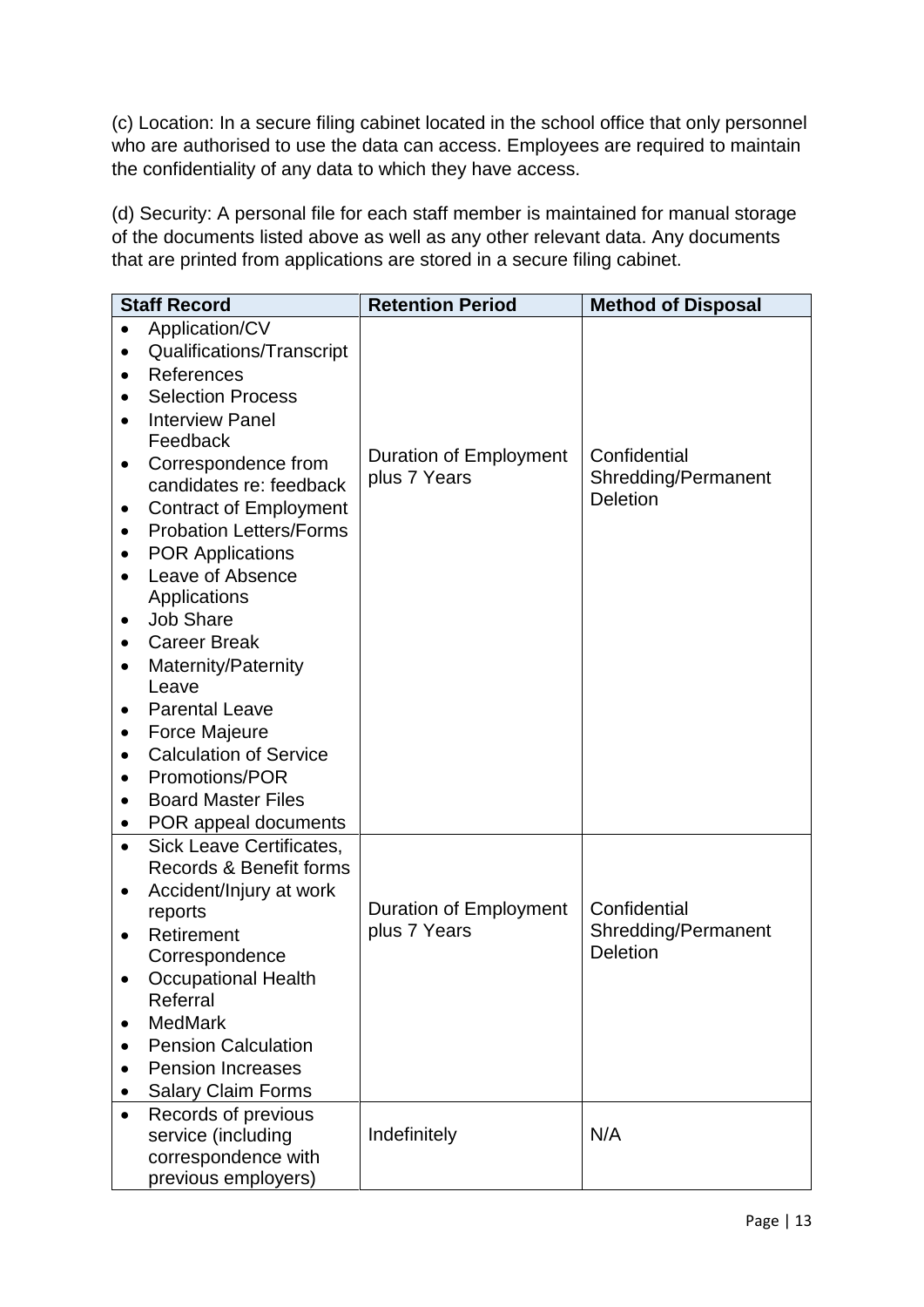(c) Location: In a secure filing cabinet located in the school office that only personnel who are authorised to use the data can access. Employees are required to maintain the confidentiality of any data to which they have access.

(d) Security: A personal file for each staff member is maintained for manual storage of the documents listed above as well as any other relevant data. Any documents that are printed from applications are stored in a secure filing cabinet.

| Staff Record | Retention Period | Method of Disposal |
|---|---|---|
| • Application/CV<br>• Qualifications/Transcript<br>• References<br>• Selection Process<br>• Interview Panel Feedback<br>• Correspondence from candidates re: feedback<br>• Contract of Employment<br>• Probation Letters/Forms<br>• POR Applications<br>• Leave of Absence Applications<br>• Job Share<br>• Career Break<br>• Maternity/Paternity Leave<br>• Parental Leave<br>• Force Majeure<br>• Calculation of Service<br>• Promotions/POR<br>• Board Master Files<br>• POR appeal documents | Duration of Employment plus 7 Years | Confidential Shredding/Permanent Deletion |
| • Sick Leave Certificates, Records & Benefit forms<br>• Accident/Injury at work reports<br>• Retirement Correspondence<br>• Occupational Health Referral<br>• MedMark<br>• Pension Calculation<br>• Pension Increases<br>• Salary Claim Forms | Duration of Employment plus 7 Years | Confidential Shredding/Permanent Deletion |
| • Records of previous service (including correspondence with previous employers) | Indefinitely | N/A |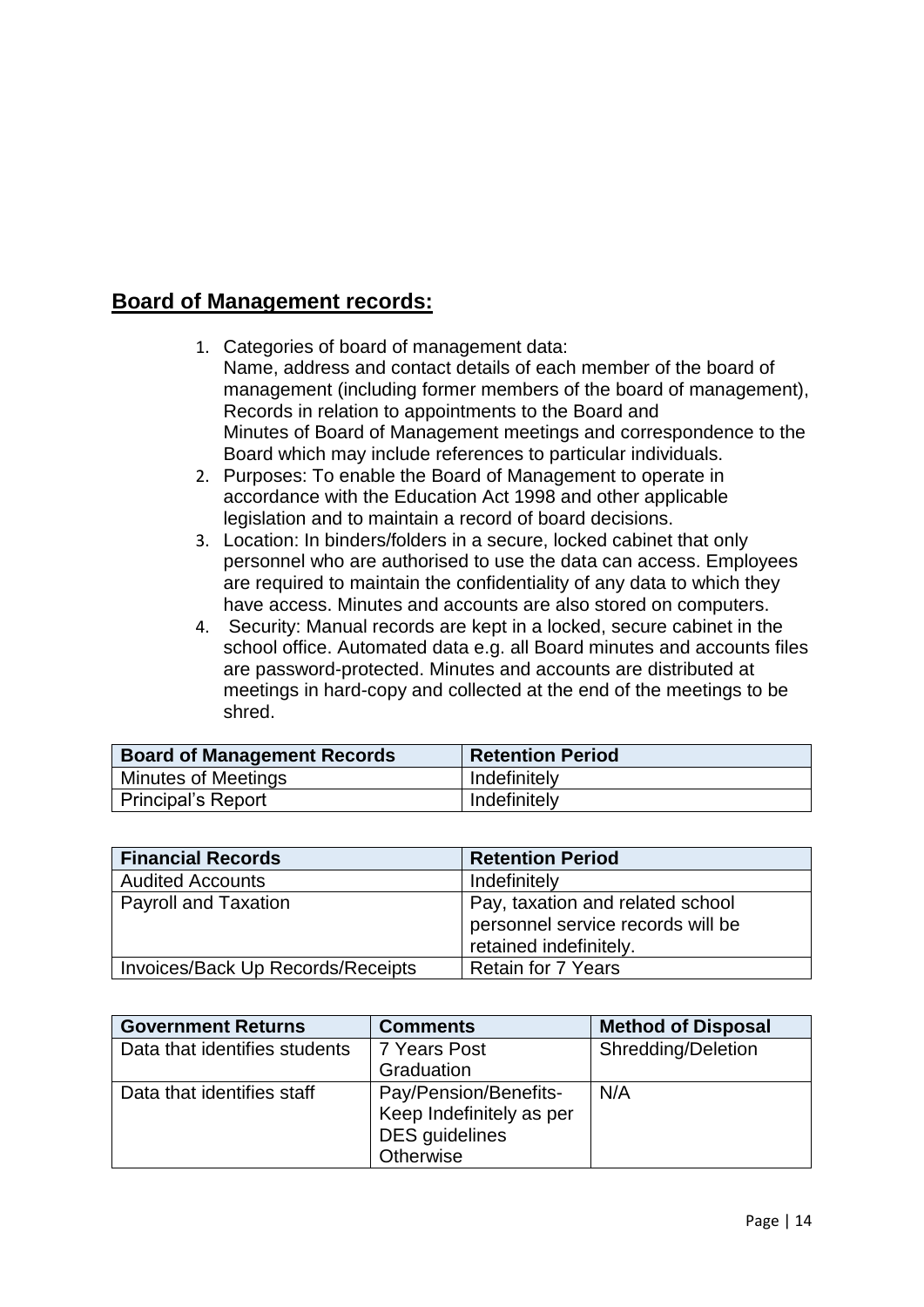## **Board of Management records:**

1. Categories of board of management data:
   Name, address and contact details of each member of the board of management (including former members of the board of management), Records in relation to appointments to the Board and Minutes of Board of Management meetings and correspondence to the Board which may include references to particular individuals.
2. Purposes: To enable the Board of Management to operate in accordance with the Education Act 1998 and other applicable legislation and to maintain a record of board decisions.
3. Location: In binders/folders in a secure, locked cabinet that only personnel who are authorised to use the data can access. Employees are required to maintain the confidentiality of any data to which they have access. Minutes and accounts are also stored on computers.
4. Security: Manual records are kept in a locked, secure cabinet in the school office. Automated data e.g. all Board minutes and accounts files are password-protected. Minutes and accounts are distributed at meetings in hard-copy and collected at the end of the meetings to be shred.

| **Board of Management Records** | **Retention Period** |
|---|---|
| Minutes of Meetings | Indefinitely |
| Principal's Report | Indefinitely |

| **Financial Records** | **Retention Period** |
|---|---|
| Audited Accounts | Indefinitely |
| Payroll and Taxation | Pay, taxation and related school personnel service records will be retained indefinitely. |
| Invoices/Back Up Records/Receipts | Retain for 7 Years |

| **Government Returns** | **Comments** | **Method of Disposal** |
|---|---|---|
| Data that identifies students | 7 Years Post Graduation | Shredding/Deletion |
| Data that identifies staff | Pay/Pension/Benefits- Keep Indefinitely as per DES guidelines Otherwise | N/A |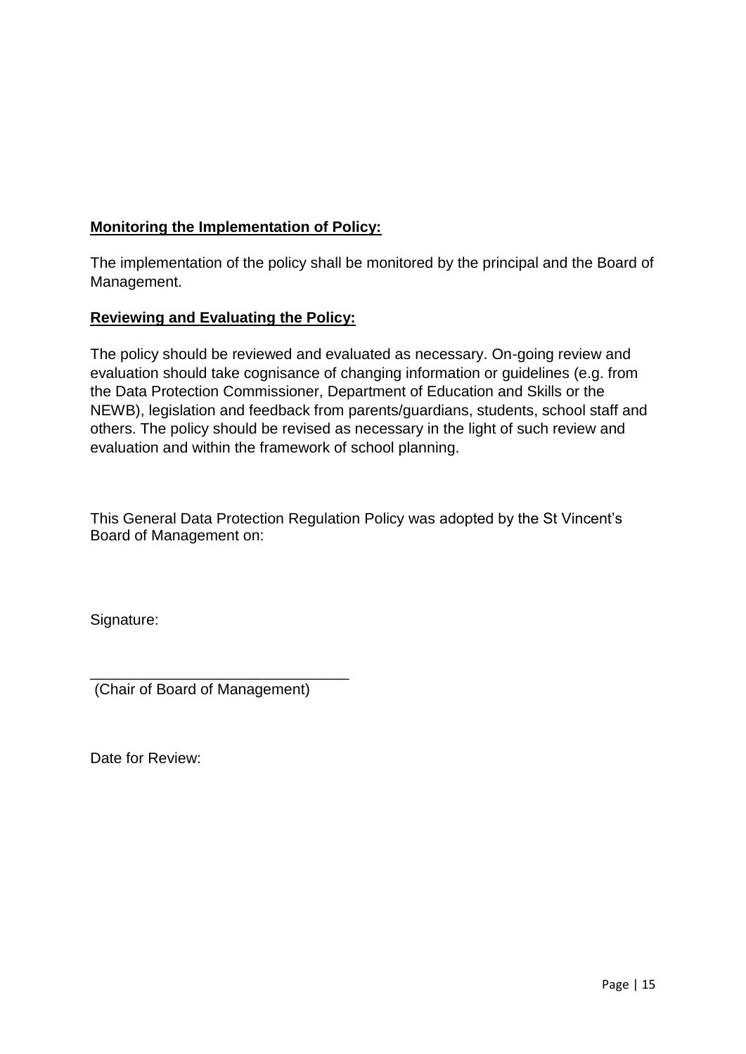**Monitoring the Implementation of Policy:**

The implementation of the policy shall be monitored by the principal and the Board of Management.

**Reviewing and Evaluating the Policy:**

The policy should be reviewed and evaluated as necessary. On-going review and evaluation should take cognisance of changing information or guidelines (e.g. from the Data Protection Commissioner, Department of Education and Skills or the NEWB), legislation and feedback from parents/guardians, students, school staff and others. The policy should be revised as necessary in the light of such review and evaluation and within the framework of school planning.

This General Data Protection Regulation Policy was adopted by the St Vincent's Board of Management on:

Signature:

_______________________________
(Chair of Board of Management)

Date for Review: